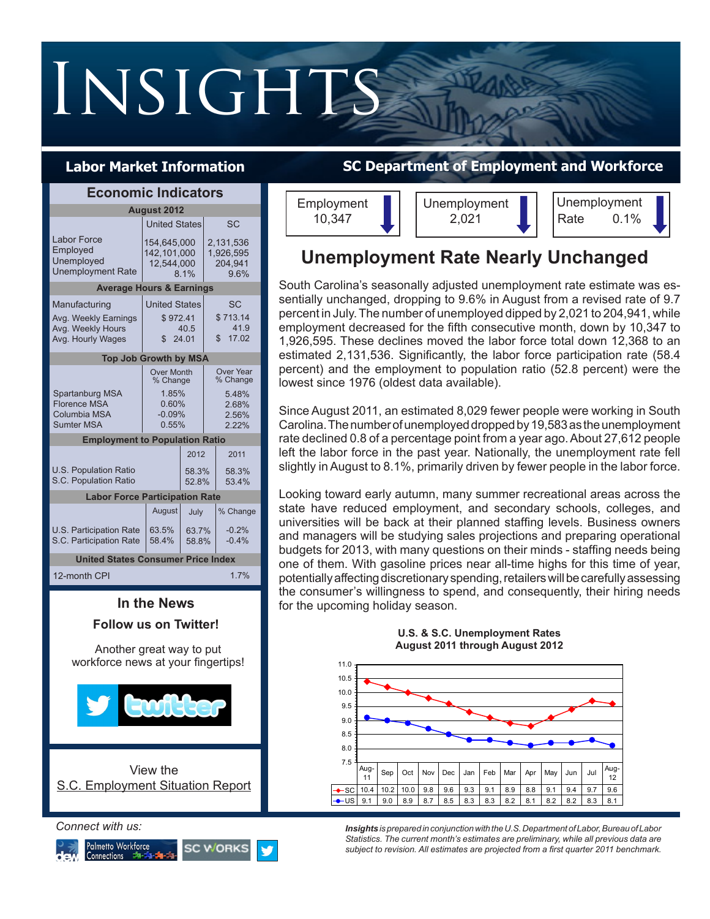# INSIGHTS

## Labor Market Information

## SC Department of Employment and Workforce

### Economic Indicators

**August 2012**

| | United States | SC |
|---|---|---|
| Labor Force | 154,645,000 | 2,131,536 |
| Employed | 142,101,000 | 1,926,595 |
| Unemployed | 12,544,000 | 204,941 |
| Unemployment Rate | 8.1% | 9.6% |

**Average Hours & Earnings**

| Manufacturing | United States | SC |
|---|---|---|
| Avg. Weekly Earnings | $ 972.41 | $ 713.14 |
| Avg. Weekly Hours | 40.5 | 41.9 |
| Avg. Hourly Wages | $ 24.01 | $ 17.02 |

**Top Job Growth by MSA**

| | Over Month % Change | Over Year % Change |
|---|---|---|
| Spartanburg MSA | 1.85% | 5.48% |
| Florence MSA | 0.60% | 2.68% |
| Columbia MSA | -0.09% | 2.56% |
| Sumter MSA | 0.55% | 2.22% |

**Employment to Population Ratio**

| | 2012 | 2011 |
|---|---|---|
| U.S. Population Ratio | 58.3% | 58.3% |
| S.C. Population Ratio | 52.8% | 53.4% |

**Labor Force Participation Rate**

| | August | July | % Change |
|---|---|---|---|
| U.S. Participation Rate | 63.5% | 63.7% | -0.2% |
| S.C. Participation Rate | 58.4% | 58.8% | -0.4% |

**United States Consumer Price Index**

| | |
|---|---|
| 12-month CPI | 1.7% |

### In the News

**Follow us on Twitter!**

Another great way to put workforce news at your fingertips!

View the S.C. Employment Situation Report

| Employment | Unemployment | Unemployment Rate |
|---|---|---|
| 10,347 | 2,021 | 0.1% |

## Unemployment Rate Nearly Unchanged

South Carolina's seasonally adjusted unemployment rate estimate was essentially unchanged, dropping to 9.6% in August from a revised rate of 9.7 percent in July. The number of unemployed dipped by 2,021 to 204,941, while employment decreased for the fifth consecutive month, down by 10,347 to 1,926,595. These declines moved the labor force total down 12,368 to an estimated 2,131,536. Significantly, the labor force participation rate (58.4 percent) and the employment to population ratio (52.8 percent) were the lowest since 1976 (oldest data available).

Since August 2011, an estimated 8,029 fewer people were working in South Carolina. The number of unemployed dropped by 19,583 as the unemployment rate declined 0.8 of a percentage point from a year ago. About 27,612 people left the labor force in the past year. Nationally, the unemployment rate fell slightly in August to 8.1%, primarily driven by fewer people in the labor force.

Looking toward early autumn, many summer recreational areas across the state have reduced employment, and secondary schools, colleges, and universities will be back at their planned staffing levels. Business owners and managers will be studying sales projections and preparing operational budgets for 2013, with many questions on their minds - staffing needs being one of them. With gasoline prices near all-time highs for this time of year, potentially affecting discretionary spending, retailers will be carefully assessing the consumer's willingness to spend, and consequently, their hiring needs for the upcoming holiday season.

**U.S. & S.C. Unemployment Rates August 2011 through August 2012**

| | Aug-11 | Sep | Oct | Nov | Dec | Jan | Feb | Mar | Apr | May | Jun | Jul | Aug-12 |
|---|---|---|---|---|---|---|---|---|---|---|---|---|---|
| SC | 10.4 | 10.2 | 10.0 | 9.8 | 9.6 | 9.3 | 9.1 | 8.9 | 8.8 | 9.1 | 9.4 | 9.7 | 9.6 |
| US | 9.1 | 9.0 | 8.9 | 8.7 | 8.5 | 8.3 | 8.3 | 8.2 | 8.1 | 8.2 | 8.2 | 8.3 | 8.1 |

*Connect with us:*

***Insights** is prepared in conjunction with the U.S. Department of Labor, Bureau of Labor Statistics. The current month's estimates are preliminary, while all previous data are subject to revision. All estimates are projected from a first quarter 2011 benchmark.*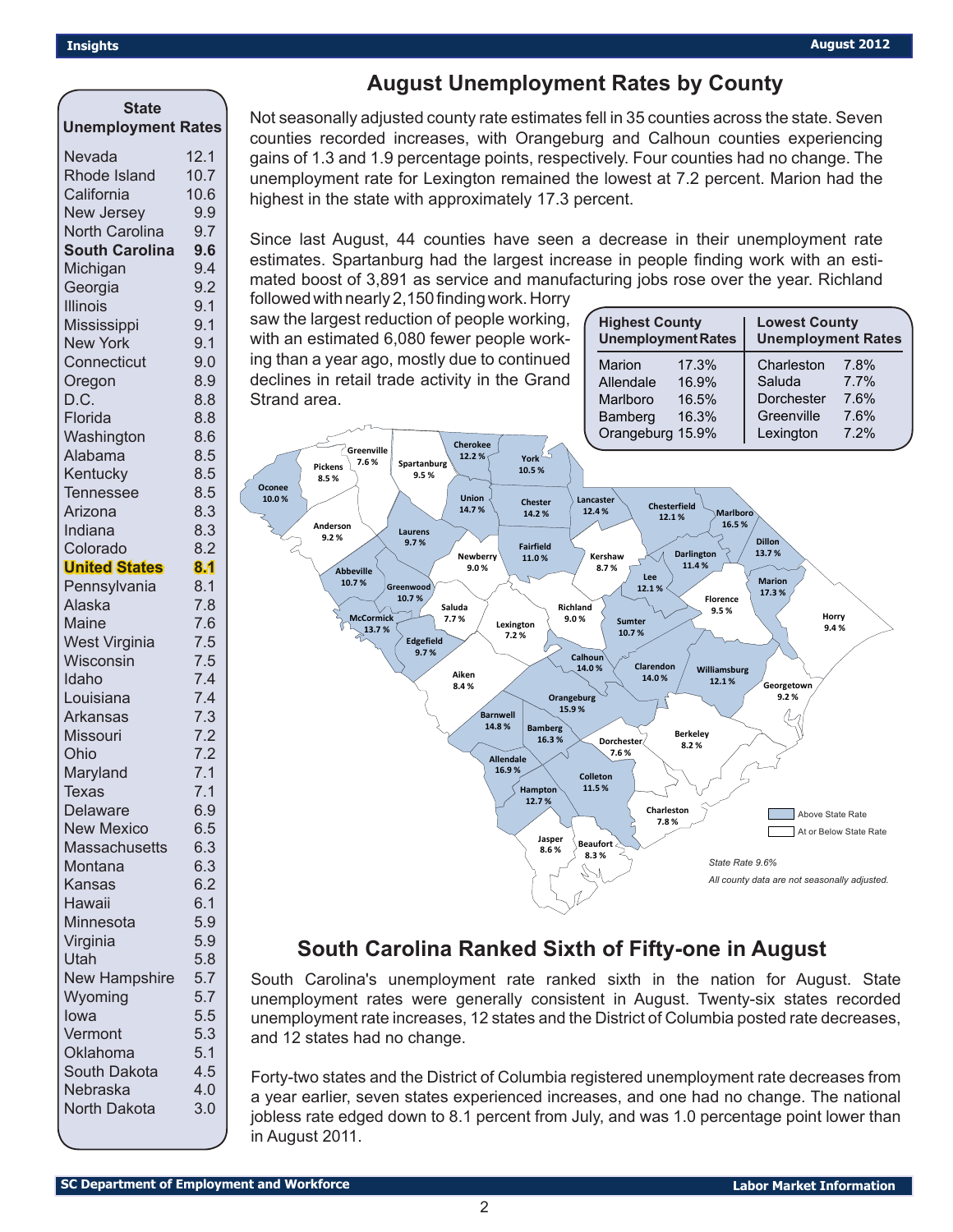## August Unemployment Rates by County

Not seasonally adjusted county rate estimates fell in 35 counties across the state. Seven counties recorded increases, with Orangeburg and Calhoun counties experiencing gains of 1.3 and 1.9 percentage points, respectively. Four counties had no change. The unemployment rate for Lexington remained the lowest at 7.2 percent. Marion had the highest in the state with approximately 17.3 percent.

Since last August, 44 counties have seen a decrease in their unemployment rate estimates. Spartanburg had the largest increase in people finding work with an estimated boost of 3,891 as service and manufacturing jobs rose over the year. Richland followed with nearly 2,150 finding work. Horry saw the largest reduction of people working, with an estimated 6,080 fewer people working than a year ago, mostly due to continued declines in retail trade activity in the Grand Strand area.

| Highest County Unemployment Rates | | Lowest County Unemployment Rates | |
|---|---|---|---|
| Marion | 17.3% | Charleston | 7.8% |
| Allendale | 16.9% | Saluda | 7.7% |
| Marlboro | 16.5% | Dorchester | 7.6% |
| Bamberg | 16.3% | Greenville | 7.6% |
| Orangeburg | 15.9% | Lexington | 7.2% |

| County | Rate |
|---|---|
| Abbeville | 10.7 % |
| Aiken | 8.4 % |
| Allendale | 16.9 % |
| Anderson | 9.2 % |
| Bamberg | 16.3 % |
| Barnwell | 14.8 % |
| Beaufort | 8.3 % |
| Berkeley | 8.2 % |
| Calhoun | 14.0 % |
| Charleston | 7.8 % |
| Cherokee | 12.2 % |
| Chester | 14.2 % |
| Chesterfield | 12.1 % |
| Clarendon | 14.0 % |
| Colleton | 11.5 % |
| Darlington | 11.4 % |
| Dillon | 13.7 % |
| Dorchester | 7.6 % |
| Edgefield | 9.7 % |
| Fairfield | 11.0 % |
| Florence | 9.5 % |
| Georgetown | 9.2 % |
| Greenville | 7.6 % |
| Greenwood | 10.7 % |
| Hampton | 12.7 % |
| Horry | 9.4 % |
| Jasper | 8.6 % |
| Kershaw | 8.7 % |
| Lancaster | 12.4 % |
| Laurens | 9.7 % |
| Lee | 12.1 % |
| Lexington | 7.2 % |
| Marion | 17.3 % |
| Marlboro | 16.5 % |
| McCormick | 13.7 % |
| Newberry | 9.0 % |
| Oconee | 10.0 % |
| Orangeburg | 15.9 % |
| Pickens | 8.5 % |
| Richland | 9.0 % |
| Saluda | 7.7 % |
| Spartanburg | 9.5 % |
| Sumter | 10.7 % |
| Union | 14.7 % |
| Williamsburg | 12.1 % |
| York | 10.5 % |

Above State Rate / At or Below State Rate

*State Rate 9.6%*

*All county data are not seasonally adjusted.*

| State Unemployment Rates | |
|---|---|
| Nevada | 12.1 |
| Rhode Island | 10.7 |
| California | 10.6 |
| New Jersey | 9.9 |
| North Carolina | 9.7 |
| **South Carolina** | **9.6** |
| Michigan | 9.4 |
| Georgia | 9.2 |
| Illinois | 9.1 |
| Mississippi | 9.1 |
| New York | 9.1 |
| Connecticut | 9.0 |
| Oregon | 8.9 |
| D.C. | 8.8 |
| Florida | 8.8 |
| Washington | 8.6 |
| Alabama | 8.5 |
| Kentucky | 8.5 |
| Tennessee | 8.5 |
| Arizona | 8.3 |
| Indiana | 8.3 |
| Colorado | 8.2 |
| **United States** | **8.1** |
| Pennsylvania | 8.1 |
| Alaska | 7.8 |
| Maine | 7.6 |
| West Virginia | 7.5 |
| Wisconsin | 7.5 |
| Idaho | 7.4 |
| Louisiana | 7.4 |
| Arkansas | 7.3 |
| Missouri | 7.2 |
| Ohio | 7.2 |
| Maryland | 7.1 |
| Texas | 7.1 |
| Delaware | 6.9 |
| New Mexico | 6.5 |
| Massachusetts | 6.3 |
| Montana | 6.3 |
| Kansas | 6.2 |
| Hawaii | 6.1 |
| Minnesota | 5.9 |
| Virginia | 5.9 |
| Utah | 5.8 |
| New Hampshire | 5.7 |
| Wyoming | 5.7 |
| Iowa | 5.5 |
| Vermont | 5.3 |
| Oklahoma | 5.1 |
| South Dakota | 4.5 |
| Nebraska | 4.0 |
| North Dakota | 3.0 |

## South Carolina Ranked Sixth of Fifty-one in August

South Carolina's unemployment rate ranked sixth in the nation for August. State unemployment rates were generally consistent in August. Twenty-six states recorded unemployment rate increases, 12 states and the District of Columbia posted rate decreases, and 12 states had no change.

Forty-two states and the District of Columbia registered unemployment rate decreases from a year earlier, seven states experienced increases, and one had no change. The national jobless rate edged down to 8.1 percent from July, and was 1.0 percentage point lower than in August 2011.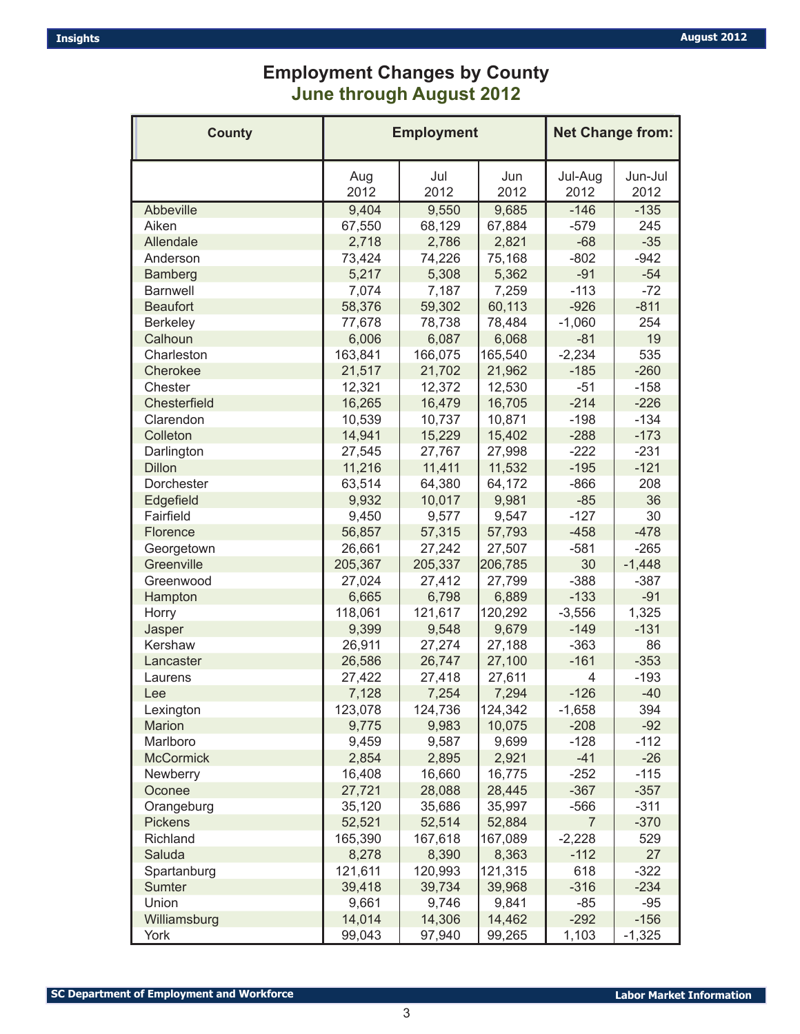# Employment Changes by County

## June through August 2012

| County | Employment | | | Net Change from: | |
|---|---|---|---|---|---|
| | Aug 2012 | Jul 2012 | Jun 2012 | Jul-Aug 2012 | Jun-Jul 2012 |
| Abbeville | 9,404 | 9,550 | 9,685 | -146 | -135 |
| Aiken | 67,550 | 68,129 | 67,884 | -579 | 245 |
| Allendale | 2,718 | 2,786 | 2,821 | -68 | -35 |
| Anderson | 73,424 | 74,226 | 75,168 | -802 | -942 |
| Bamberg | 5,217 | 5,308 | 5,362 | -91 | -54 |
| Barnwell | 7,074 | 7,187 | 7,259 | -113 | -72 |
| Beaufort | 58,376 | 59,302 | 60,113 | -926 | -811 |
| Berkeley | 77,678 | 78,738 | 78,484 | -1,060 | 254 |
| Calhoun | 6,006 | 6,087 | 6,068 | -81 | 19 |
| Charleston | 163,841 | 166,075 | 165,540 | -2,234 | 535 |
| Cherokee | 21,517 | 21,702 | 21,962 | -185 | -260 |
| Chester | 12,321 | 12,372 | 12,530 | -51 | -158 |
| Chesterfield | 16,265 | 16,479 | 16,705 | -214 | -226 |
| Clarendon | 10,539 | 10,737 | 10,871 | -198 | -134 |
| Colleton | 14,941 | 15,229 | 15,402 | -288 | -173 |
| Darlington | 27,545 | 27,767 | 27,998 | -222 | -231 |
| Dillon | 11,216 | 11,411 | 11,532 | -195 | -121 |
| Dorchester | 63,514 | 64,380 | 64,172 | -866 | 208 |
| Edgefield | 9,932 | 10,017 | 9,981 | -85 | 36 |
| Fairfield | 9,450 | 9,577 | 9,547 | -127 | 30 |
| Florence | 56,857 | 57,315 | 57,793 | -458 | -478 |
| Georgetown | 26,661 | 27,242 | 27,507 | -581 | -265 |
| Greenville | 205,367 | 205,337 | 206,785 | 30 | -1,448 |
| Greenwood | 27,024 | 27,412 | 27,799 | -388 | -387 |
| Hampton | 6,665 | 6,798 | 6,889 | -133 | -91 |
| Horry | 118,061 | 121,617 | 120,292 | -3,556 | 1,325 |
| Jasper | 9,399 | 9,548 | 9,679 | -149 | -131 |
| Kershaw | 26,911 | 27,274 | 27,188 | -363 | 86 |
| Lancaster | 26,586 | 26,747 | 27,100 | -161 | -353 |
| Laurens | 27,422 | 27,418 | 27,611 | 4 | -193 |
| Lee | 7,128 | 7,254 | 7,294 | -126 | -40 |
| Lexington | 123,078 | 124,736 | 124,342 | -1,658 | 394 |
| Marion | 9,775 | 9,983 | 10,075 | -208 | -92 |
| Marlboro | 9,459 | 9,587 | 9,699 | -128 | -112 |
| McCormick | 2,854 | 2,895 | 2,921 | -41 | -26 |
| Newberry | 16,408 | 16,660 | 16,775 | -252 | -115 |
| Oconee | 27,721 | 28,088 | 28,445 | -367 | -357 |
| Orangeburg | 35,120 | 35,686 | 35,997 | -566 | -311 |
| Pickens | 52,521 | 52,514 | 52,884 | 7 | -370 |
| Richland | 165,390 | 167,618 | 167,089 | -2,228 | 529 |
| Saluda | 8,278 | 8,390 | 8,363 | -112 | 27 |
| Spartanburg | 121,611 | 120,993 | 121,315 | 618 | -322 |
| Sumter | 39,418 | 39,734 | 39,968 | -316 | -234 |
| Union | 9,661 | 9,746 | 9,841 | -85 | -95 |
| Williamsburg | 14,014 | 14,306 | 14,462 | -292 | -156 |
| York | 99,043 | 97,940 | 99,265 | 1,103 | -1,325 |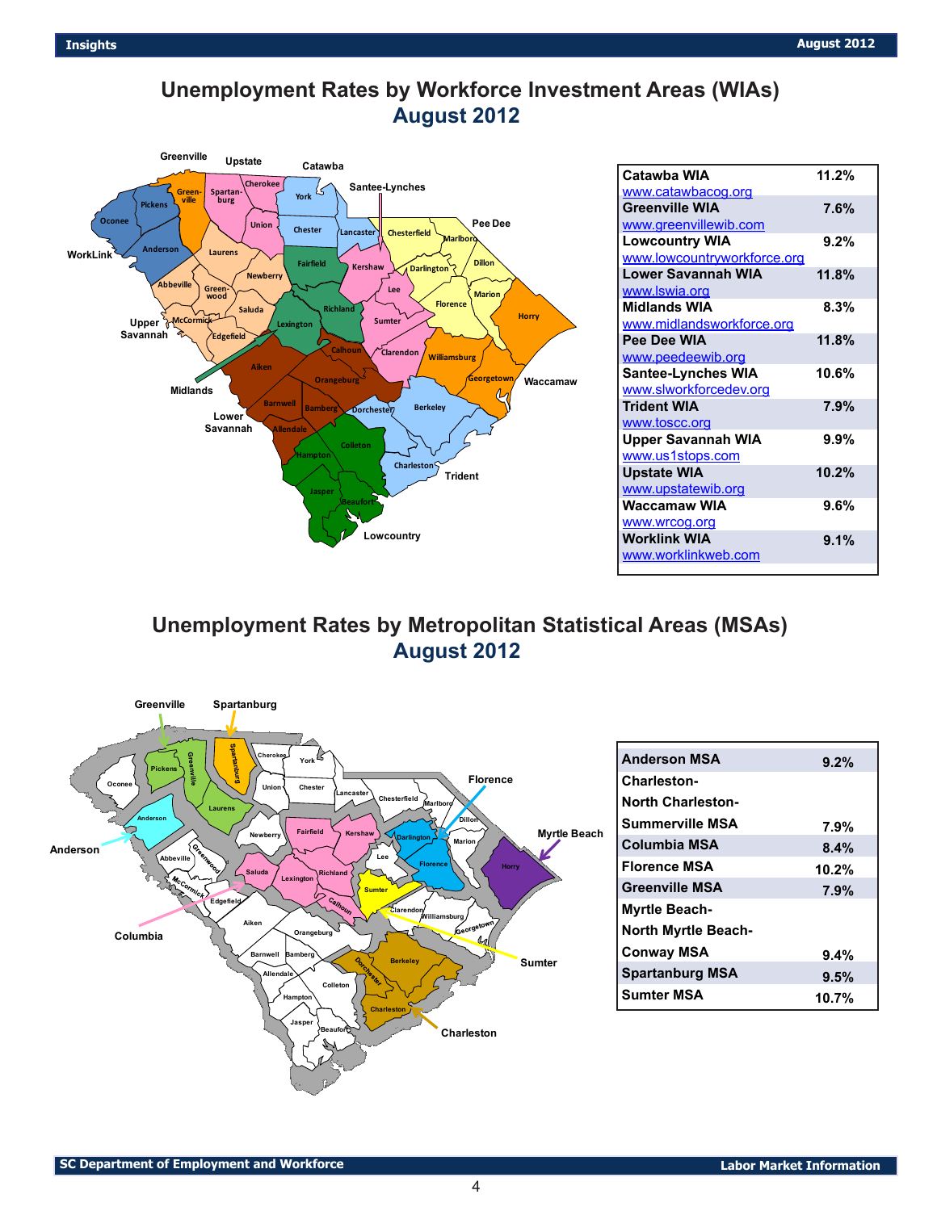# Unemployment Rates by Workforce Investment Areas (WIAs)
## August 2012

| WIA | Rate |
|---|---|
| Catawba WIA www.catawbacog.org | 11.2% |
| Greenville WIA www.greenvillewib.com | 7.6% |
| Lowcountry WIA www.lowcountryworkforce.org | 9.2% |
| Lower Savannah WIA www.lswia.org | 11.8% |
| Midlands WIA www.midlandsworkforce.org | 8.3% |
| Pee Dee WIA www.peedeewib.org | 11.8% |
| Santee-Lynches WIA www.slworkforcedev.org | 10.6% |
| Trident WIA www.toscc.org | 7.9% |
| Upper Savannah WIA www.us1stops.com | 9.9% |
| Upstate WIA www.upstatewib.org | 10.2% |
| Waccamaw WIA www.wrcog.org | 9.6% |
| Worklink WIA www.worklinkweb.com | 9.1% |

# Unemployment Rates by Metropolitan Statistical Areas (MSAs)
## August 2012

| MSA | Rate |
|---|---|
| Anderson MSA | 9.2% |
| Charleston-North Charleston-Summerville MSA | 7.9% |
| Columbia MSA | 8.4% |
| Florence MSA | 10.2% |
| Greenville MSA | 7.9% |
| Myrtle Beach-North Myrtle Beach-Conway MSA | 9.4% |
| Spartanburg MSA | 9.5% |
| Sumter MSA | 10.7% |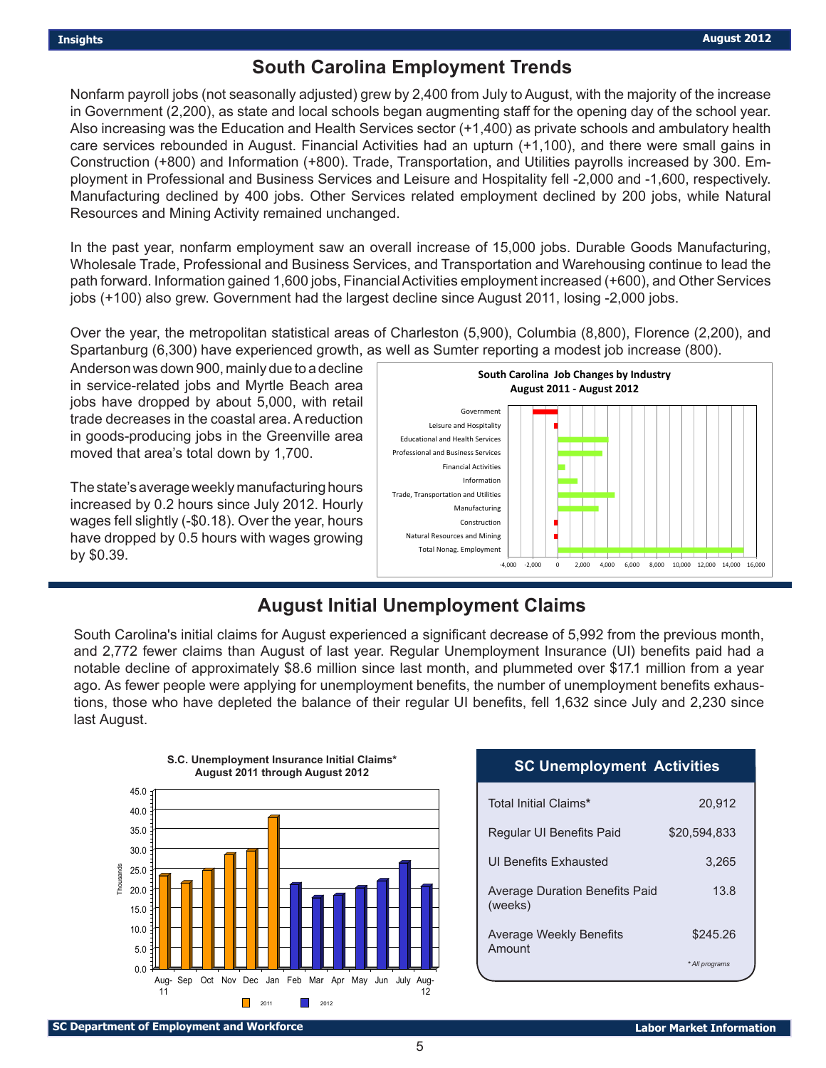## South Carolina Employment Trends

Nonfarm payroll jobs (not seasonally adjusted) grew by 2,400 from July to August, with the majority of the increase in Government (2,200), as state and local schools began augmenting staff for the opening day of the school year. Also increasing was the Education and Health Services sector (+1,400) as private schools and ambulatory health care services rebounded in August. Financial Activities had an upturn (+1,100), and there were small gains in Construction (+800) and Information (+800). Trade, Transportation, and Utilities payrolls increased by 300. Employment in Professional and Business Services and Leisure and Hospitality fell -2,000 and -1,600, respectively. Manufacturing declined by 400 jobs. Other Services related employment declined by 200 jobs, while Natural Resources and Mining Activity remained unchanged.

In the past year, nonfarm employment saw an overall increase of 15,000 jobs. Durable Goods Manufacturing, Wholesale Trade, Professional and Business Services, and Transportation and Warehousing continue to lead the path forward. Information gained 1,600 jobs, Financial Activities employment increased (+600), and Other Services jobs (+100) also grew. Government had the largest decline since August 2011, losing -2,000 jobs.

Over the year, the metropolitan statistical areas of Charleston (5,900), Columbia (8,800), Florence (2,200), and Spartanburg (6,300) have experienced growth, as well as Sumter reporting a modest job increase (800). Anderson was down 900, mainly due to a decline in service-related jobs and Myrtle Beach area jobs have dropped by about 5,000, with retail trade decreases in the coastal area. A reduction in goods-producing jobs in the Greenville area moved that area's total down by 1,700.

The state's average weekly manufacturing hours increased by 0.2 hours since July 2012. Hourly wages fell slightly (-$0.18). Over the year, hours have dropped by 0.5 hours with wages growing by $0.39.

**South Carolina Job Changes by Industry**
**August 2011 - August 2012**

(Chart categories: Government, Leisure and Hospitality, Educational and Health Services, Professional and Business Services, Financial Activities, Information, Trade, Transportation and Utilities, Manufacturing, Construction, Natural Resources and Mining, Total Nonag. Employment)

## August Initial Unemployment Claims

South Carolina's initial claims for August experienced a significant decrease of 5,992 from the previous month, and 2,772 fewer claims than August of last year. Regular Unemployment Insurance (UI) benefits paid had a notable decline of approximately $8.6 million since last month, and plummeted over $17.1 million from a year ago. As fewer people were applying for unemployment benefits, the number of unemployment benefits exhaustions, those who have depleted the balance of their regular UI benefits, fell 1,632 since July and 2,230 since last August.

**S.C. Unemployment Insurance Initial Claims***
**August 2011 through August 2012**

(Chart: Thousands; Aug-11 through Aug-12; legend: 2011, 2012)

| SC Unemployment Activities | |
|---|---|
| Total Initial Claims* | 20,912 |
| Regular UI Benefits Paid | $20,594,833 |
| UI Benefits Exhausted | 3,265 |
| Average Duration Benefits Paid (weeks) | 13.8 |
| Average Weekly Benefits Amount | $245.26 |

*\* All programs*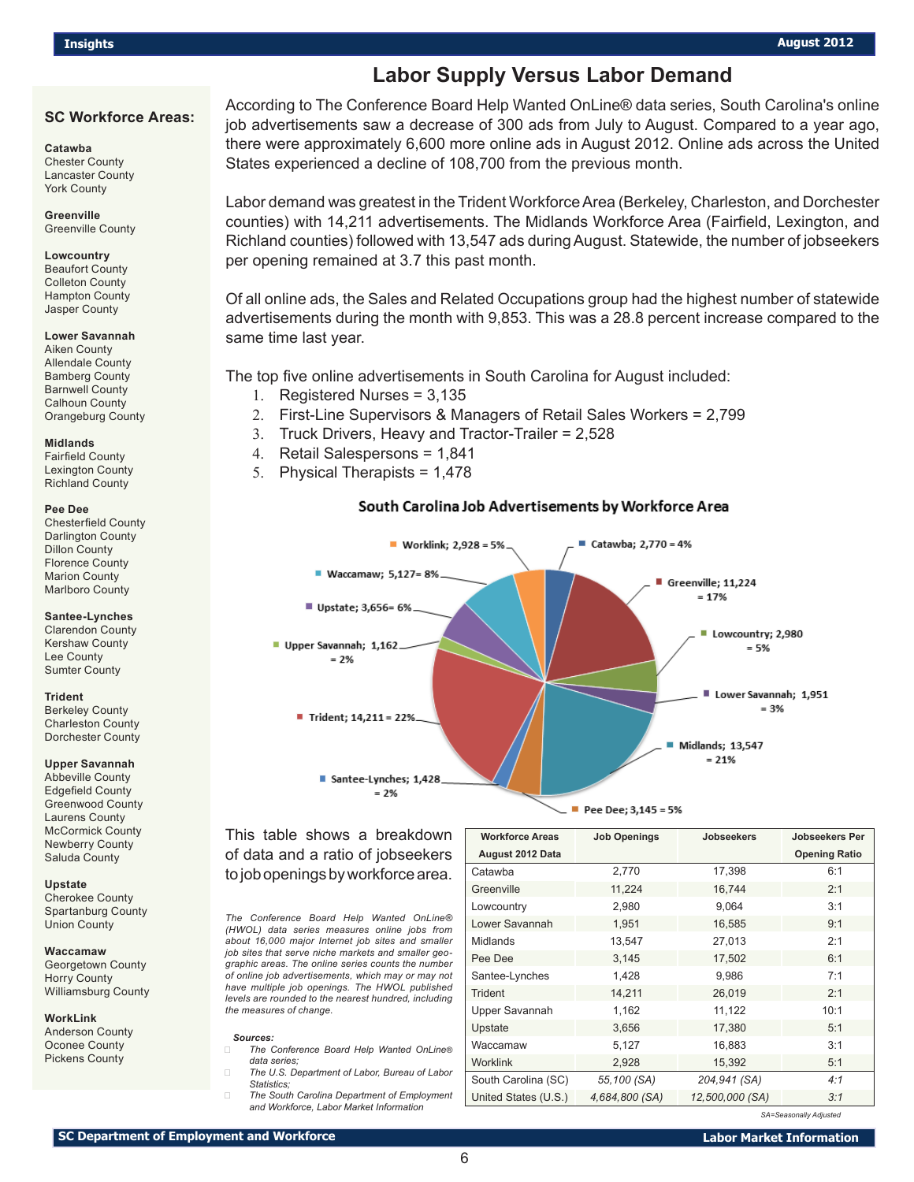# Labor Supply Versus Labor Demand

## SC Workforce Areas:

**Catawba**
Chester County
Lancaster County
York County

**Greenville**
Greenville County

**Lowcountry**
Beaufort County
Colleton County
Hampton County
Jasper County

**Lower Savannah**
Aiken County
Allendale County
Bamberg County
Barnwell County
Calhoun County
Orangeburg County

**Midlands**
Fairfield County
Lexington County
Richland County

**Pee Dee**
Chesterfield County
Darlington County
Dillon County
Florence County
Marion County
Marlboro County

**Santee-Lynches**
Clarendon County
Kershaw County
Lee County
Sumter County

**Trident**
Berkeley County
Charleston County
Dorchester County

**Upper Savannah**
Abbeville County
Edgefield County
Greenwood County
Laurens County
McCormick County
Newberry County
Saluda County

**Upstate**
Cherokee County
Spartanburg County
Union County

**Waccamaw**
Georgetown County
Horry County
Williamsburg County

**WorkLink**
Anderson County
Oconee County
Pickens County

According to The Conference Board Help Wanted OnLine® data series, South Carolina's online job advertisements saw a decrease of 300 ads from July to August. Compared to a year ago, there were approximately 6,600 more online ads in August 2012. Online ads across the United States experienced a decline of 108,700 from the previous month.

Labor demand was greatest in the Trident Workforce Area (Berkeley, Charleston, and Dorchester counties) with 14,211 advertisements. The Midlands Workforce Area (Fairfield, Lexington, and Richland counties) followed with 13,547 ads during August. Statewide, the number of jobseekers per opening remained at 3.7 this past month.

Of all online ads, the Sales and Related Occupations group had the highest number of statewide advertisements during the month with 9,853. This was a 28.8 percent increase compared to the same time last year.

The top five online advertisements in South Carolina for August included:

1. Registered Nurses = 3,135
2. First-Line Supervisors & Managers of Retail Sales Workers = 2,799
3. Truck Drivers, Heavy and Tractor-Trailer = 2,528
4. Retail Salespersons = 1,841
5. Physical Therapists = 1,478

**South Carolina Job Advertisements by Workforce Area**

Worklink; 2,928 = 5%
Catawba; 2,770 = 4%
Waccamaw; 5,127= 8%
Greenville; 11,224 = 17%
Upstate; 3,656= 6%
Lowcountry; 2,980 = 5%
Upper Savannah; 1,162 = 2%
Lower Savannah; 1,951 = 3%
Trident; 14,211 = 22%
Midlands; 13,547 = 21%
Santee-Lynches; 1,428 = 2%
Pee Dee; 3,145 = 5%

This table shows a breakdown of data and a ratio of jobseekers to job openings by workforce area.

| Workforce Areas August 2012 Data | Job Openings | Jobseekers | Jobseekers Per Opening Ratio |
|---|---|---|---|
| Catawba | 2,770 | 17,398 | 6:1 |
| Greenville | 11,224 | 16,744 | 2:1 |
| Lowcountry | 2,980 | 9,064 | 3:1 |
| Lower Savannah | 1,951 | 16,585 | 9:1 |
| Midlands | 13,547 | 27,013 | 2:1 |
| Pee Dee | 3,145 | 17,502 | 6:1 |
| Santee-Lynches | 1,428 | 9,986 | 7:1 |
| Trident | 14,211 | 26,019 | 2:1 |
| Upper Savannah | 1,162 | 11,122 | 10:1 |
| Upstate | 3,656 | 17,380 | 5:1 |
| Waccamaw | 5,127 | 16,883 | 3:1 |
| Worklink | 2,928 | 15,392 | 5:1 |
| South Carolina (SC) | *55,100 (SA)* | *204,941 (SA)* | *4:1* |
| United States (U.S.) | *4,684,800 (SA)* | *12,500,000 (SA)* | *3:1* |

*SA=Seasonally Adjusted*

*The Conference Board Help Wanted OnLine® (HWOL) data series measures online jobs from about 16,000 major Internet job sites and smaller job sites that serve niche markets and smaller geographic areas. The online series counts the number of online job advertisements, which may or may not have multiple job openings. The HWOL published levels are rounded to the nearest hundred, including the measures of change.*

***Sources:***

- *The Conference Board Help Wanted OnLine® data series;*
- *The U.S. Department of Labor, Bureau of Labor Statistics;*
- *The South Carolina Department of Employment and Workforce, Labor Market Information*